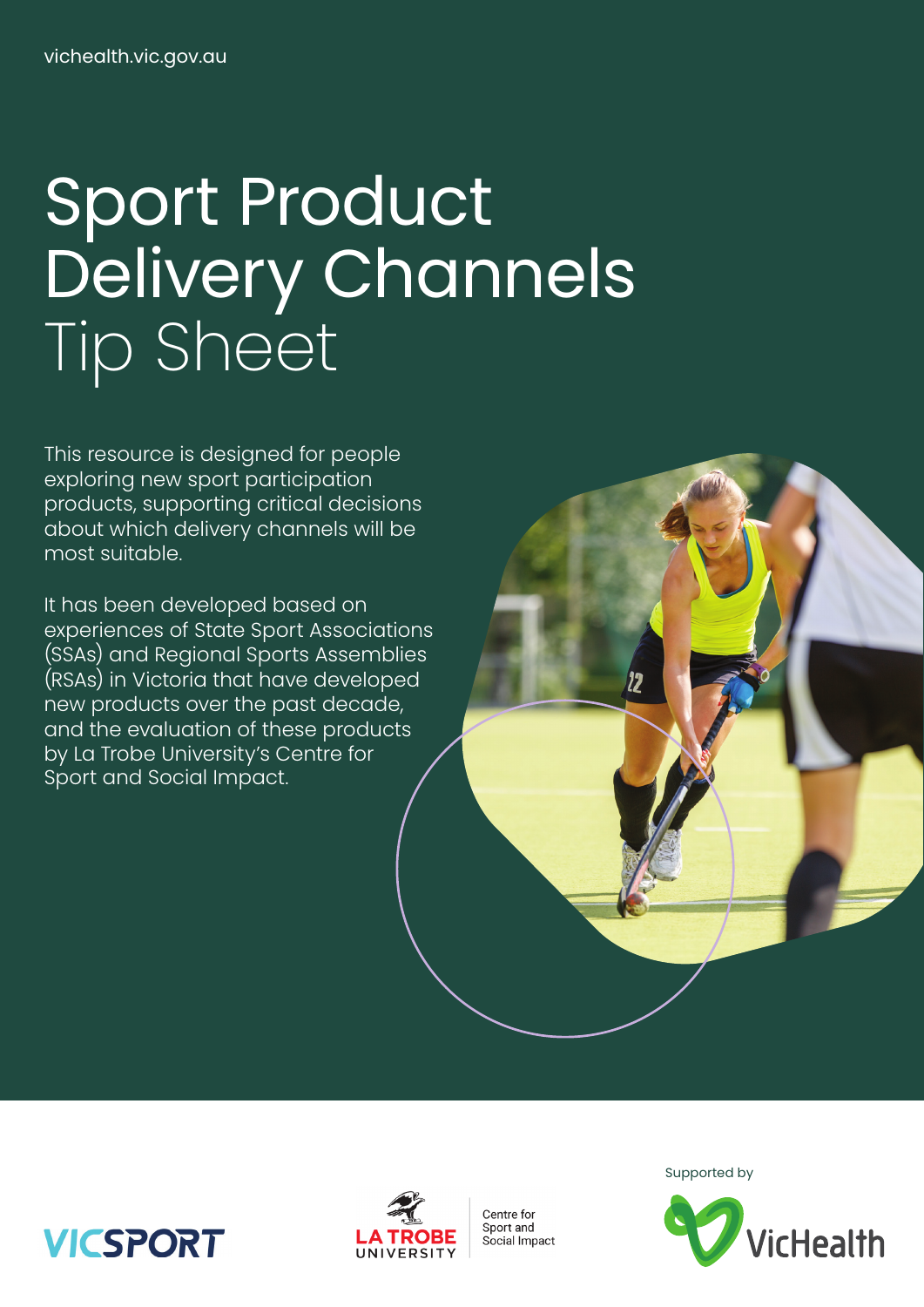vichealth.vic.gov.au

# Sport Product Delivery Channels Tip Sheet

This resource is designed for people exploring new sport participation products, supporting critical decisions about which delivery channels will be most suitable.

It has been developed based on experiences of State Sport Associations (SSAs) and Regional Sports Assemblies (RSAs) in Victoria that have developed new products over the past decade, and the evaluation of these products by La Trobe University's Centre for Sport and Social Impact.

VICSPORT

LA TROBE UNIVERSITY | Centre for Sport and Social Impact

Supported by VicHealth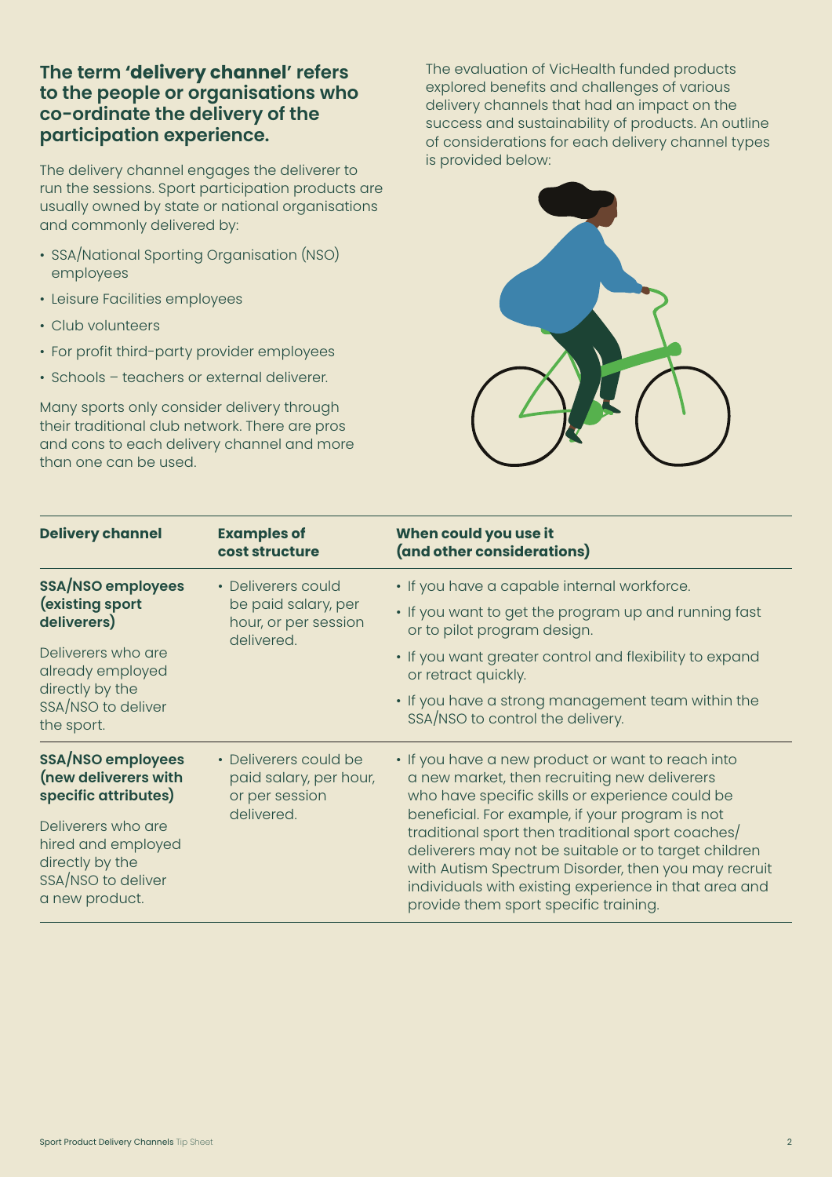**The term 'delivery channel' refers to the people or organisations who co-ordinate the delivery of the participation experience.**

The delivery channel engages the deliverer to run the sessions. Sport participation products are usually owned by state or national organisations and commonly delivered by:

- SSA/National Sporting Organisation (NSO) employees
- Leisure Facilities employees
- Club volunteers
- For profit third-party provider employees
- Schools – teachers or external deliverer.

Many sports only consider delivery through their traditional club network. There are pros and cons to each delivery channel and more than one can be used.

The evaluation of VicHealth funded products explored benefits and challenges of various delivery channels that had an impact on the success and sustainability of products. An outline of considerations for each delivery channel types is provided below:

| Delivery channel | Examples of cost structure | When could you use it (and other considerations) |
|---|---|---|
| **SSA/NSO employees (existing sport deliverers)**<br>Deliverers who are already employed directly by the SSA/NSO to deliver the sport. | • Deliverers could be paid salary, per hour, or per session delivered. | • If you have a capable internal workforce.<br>• If you want to get the program up and running fast or to pilot program design.<br>• If you want greater control and flexibility to expand or retract quickly.<br>• If you have a strong management team within the SSA/NSO to control the delivery. |
| **SSA/NSO employees (new deliverers with specific attributes)**<br>Deliverers who are hired and employed directly by the SSA/NSO to deliver a new product. | • Deliverers could be paid salary, per hour, or per session delivered. | • If you have a new product or want to reach into a new market, then recruiting new deliverers who have specific skills or experience could be beneficial. For example, if your program is not traditional sport then traditional sport coaches/ deliverers may not be suitable or to target children with Autism Spectrum Disorder, then you may recruit individuals with existing experience in that area and provide them sport specific training. |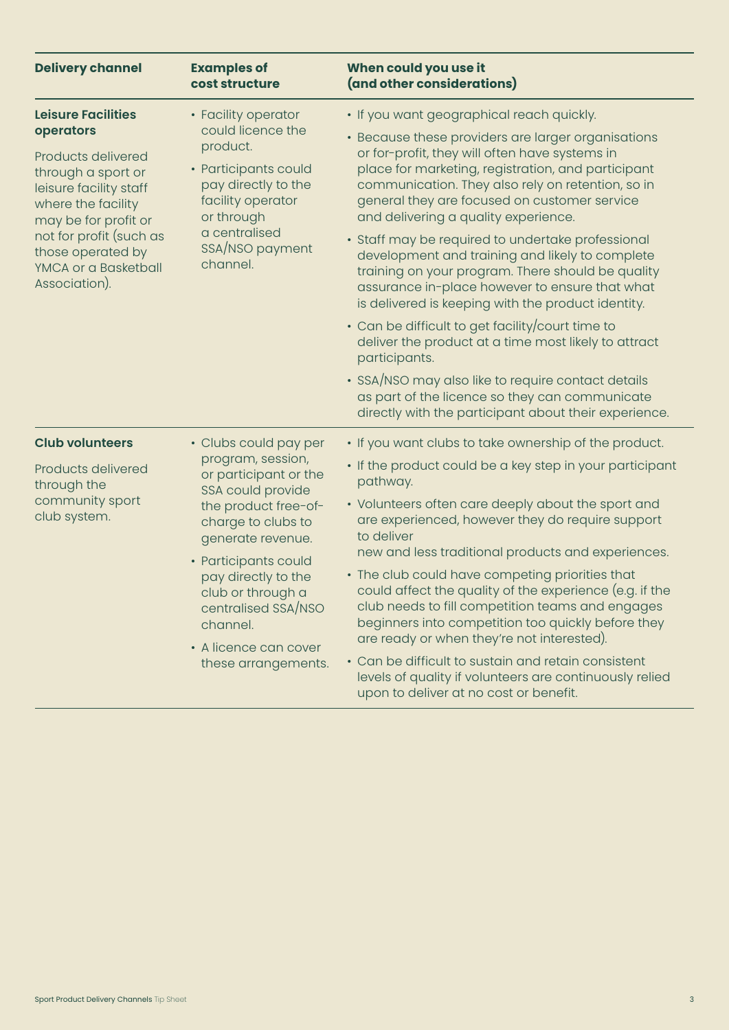| Delivery channel | Examples of cost structure | When could you use it (and other considerations) |
|---|---|---|
| **Leisure Facilities operators**<br><br>Products delivered through a sport or leisure facility staff where the facility may be for profit or not for profit (such as those operated by YMCA or a Basketball Association). | • Facility operator could licence the product.<br>• Participants could pay directly to the facility operator or through a centralised SSA/NSO payment channel. | • If you want geographical reach quickly.<br>• Because these providers are larger organisations or for-profit, they will often have systems in place for marketing, registration, and participant communication. They also rely on retention, so in general they are focused on customer service and delivering a quality experience.<br>• Staff may be required to undertake professional development and training and likely to complete training on your program. There should be quality assurance in-place however to ensure that what is delivered is keeping with the product identity.<br>• Can be difficult to get facility/court time to deliver the product at a time most likely to attract participants.<br>• SSA/NSO may also like to require contact details as part of the licence so they can communicate directly with the participant about their experience. |
| **Club volunteers**<br><br>Products delivered through the community sport club system. | • Clubs could pay per program, session, or participant or the SSA could provide the product free-of-charge to clubs to generate revenue.<br>• Participants could pay directly to the club or through a centralised SSA/NSO channel.<br>• A licence can cover these arrangements. | • If you want clubs to take ownership of the product.<br>• If the product could be a key step in your participant pathway.<br>• Volunteers often care deeply about the sport and are experienced, however they do require support to deliver new and less traditional products and experiences.<br>• The club could have competing priorities that could affect the quality of the experience (e.g. if the club needs to fill competition teams and engages beginners into competition too quickly before they are ready or when they're not interested).<br>• Can be difficult to sustain and retain consistent levels of quality if volunteers are continuously relied upon to deliver at no cost or benefit. |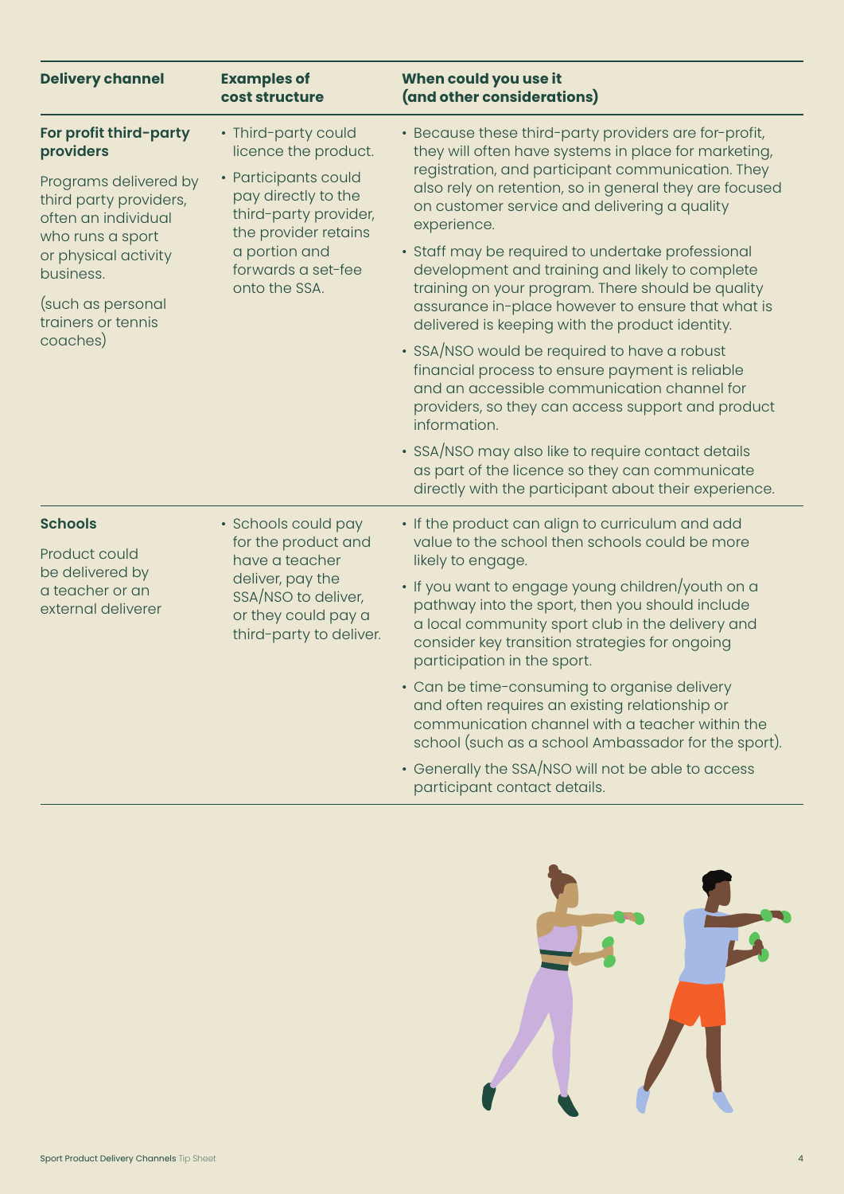| Delivery channel | Examples of cost structure | When could you use it (and other considerations) |
| --- | --- | --- |
| **For profit third-party providers**<br><br>Programs delivered by third party providers, often an individual who runs a sport or physical activity business.<br><br>(such as personal trainers or tennis coaches) | • Third-party could licence the product.<br>• Participants could pay directly to the third-party provider, the provider retains a portion and forwards a set-fee onto the SSA. | • Because these third-party providers are for-profit, they will often have systems in place for marketing, registration, and participant communication. They also rely on retention, so in general they are focused on customer service and delivering a quality experience.<br>• Staff may be required to undertake professional development and training and likely to complete training on your program. There should be quality assurance in-place however to ensure that what is delivered is keeping with the product identity.<br>• SSA/NSO would be required to have a robust financial process to ensure payment is reliable and an accessible communication channel for providers, so they can access support and product information.<br>• SSA/NSO may also like to require contact details as part of the licence so they can communicate directly with the participant about their experience. |
| **Schools**<br><br>Product could be delivered by a teacher or an external deliverer | • Schools could pay for the product and have a teacher deliver, pay the SSA/NSO to deliver, or they could pay a third-party to deliver. | • If the product can align to curriculum and add value to the school then schools could be more likely to engage.<br>• If you want to engage young children/youth on a pathway into the sport, then you should include a local community sport club in the delivery and consider key transition strategies for ongoing participation in the sport.<br>• Can be time-consuming to organise delivery and often requires an existing relationship or communication channel with a teacher within the school (such as a school Ambassador for the sport).<br>• Generally the SSA/NSO will not be able to access participant contact details. |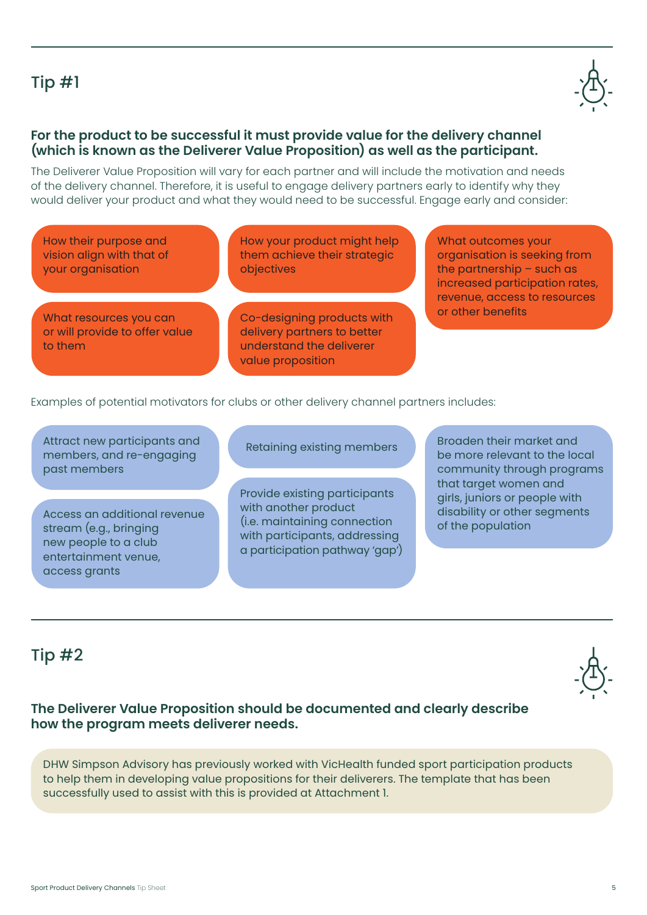## Tip #1

**For the product to be successful it must provide value for the delivery channel (which is known as the Deliverer Value Proposition) as well as the participant.**

The Deliverer Value Proposition will vary for each partner and will include the motivation and needs of the delivery channel. Therefore, it is useful to engage delivery partners early to identify why they would deliver your product and what they would need to be successful. Engage early and consider:

- How their purpose and vision align with that of your organisation
- How your product might help them achieve their strategic objectives
- What outcomes your organisation is seeking from the partnership – such as increased participation rates, revenue, access to resources or other benefits
- What resources you can or will provide to offer value to them
- Co-designing products with delivery partners to better understand the deliverer value proposition

Examples of potential motivators for clubs or other delivery channel partners includes:

- Attract new participants and members, and re-engaging past members
- Retaining existing members
- Broaden their market and be more relevant to the local community through programs that target women and girls, juniors or people with disability or other segments of the population
- Access an additional revenue stream (e.g., bringing new people to a club entertainment venue, access grants
- Provide existing participants with another product (i.e. maintaining connection with participants, addressing a participation pathway 'gap')

## Tip #2

**The Deliverer Value Proposition should be documented and clearly describe how the program meets deliverer needs.**

DHW Simpson Advisory has previously worked with VicHealth funded sport participation products to help them in developing value propositions for their deliverers. The template that has been successfully used to assist with this is provided at Attachment 1.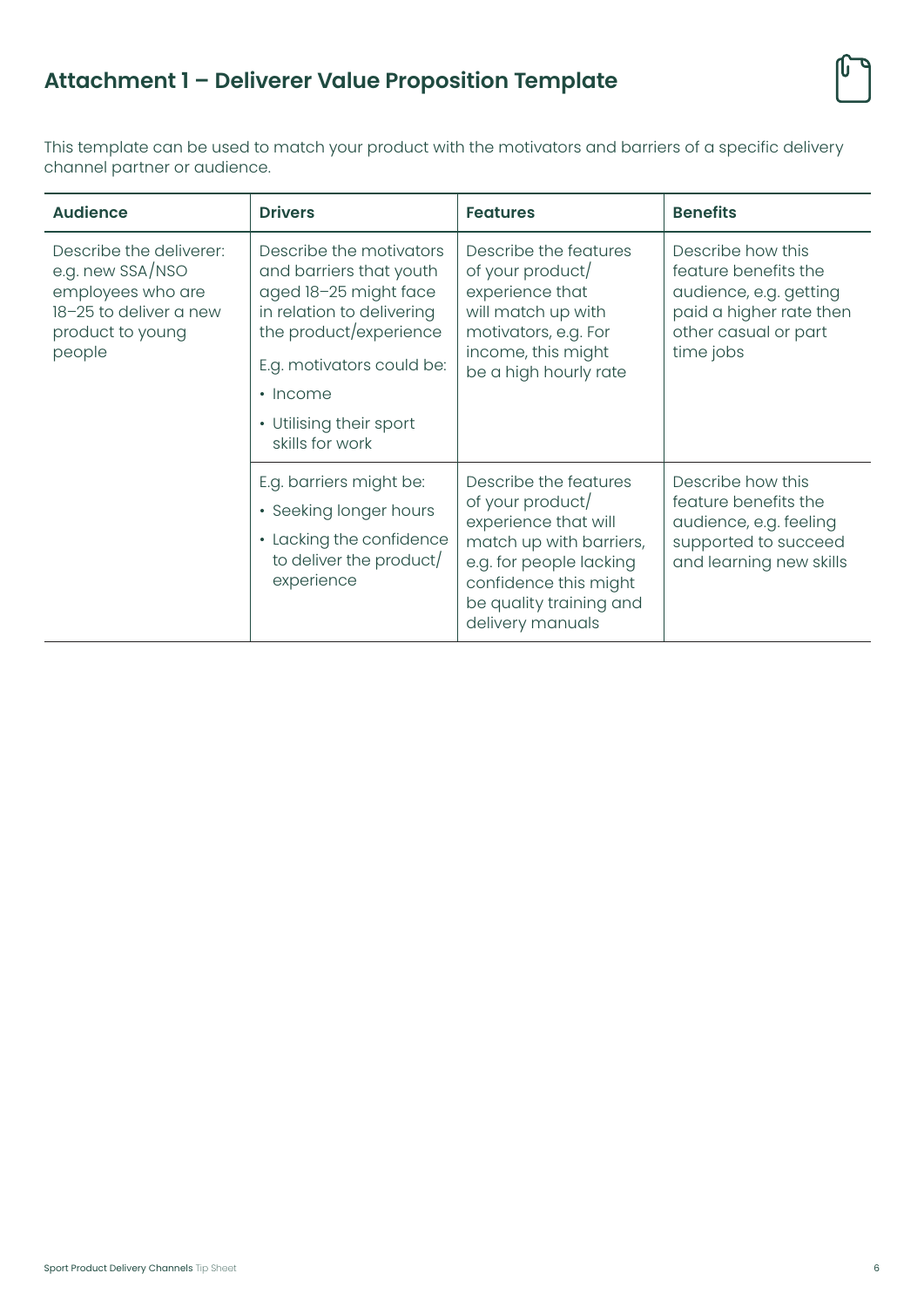# Attachment 1 – Deliverer Value Proposition Template

This template can be used to match your product with the motivators and barriers of a specific delivery channel partner or audience.

| Audience | Drivers | Features | Benefits |
|---|---|---|---|
| Describe the deliverer: e.g. new SSA/NSO employees who are 18–25 to deliver a new product to young people | Describe the motivators and barriers that youth aged 18–25 might face in relation to delivering the product/experience<br><br>E.g. motivators could be:<br>• Income<br>• Utilising their sport skills for work | Describe the features of your product/ experience that will match up with motivators, e.g. For income, this might be a high hourly rate | Describe how this feature benefits the audience, e.g. getting paid a higher rate then other casual or part time jobs |
| | E.g. barriers might be:<br>• Seeking longer hours<br>• Lacking the confidence to deliver the product/ experience | Describe the features of your product/ experience that will match up with barriers, e.g. for people lacking confidence this might be quality training and delivery manuals | Describe how this feature benefits the audience, e.g. feeling supported to succeed and learning new skills |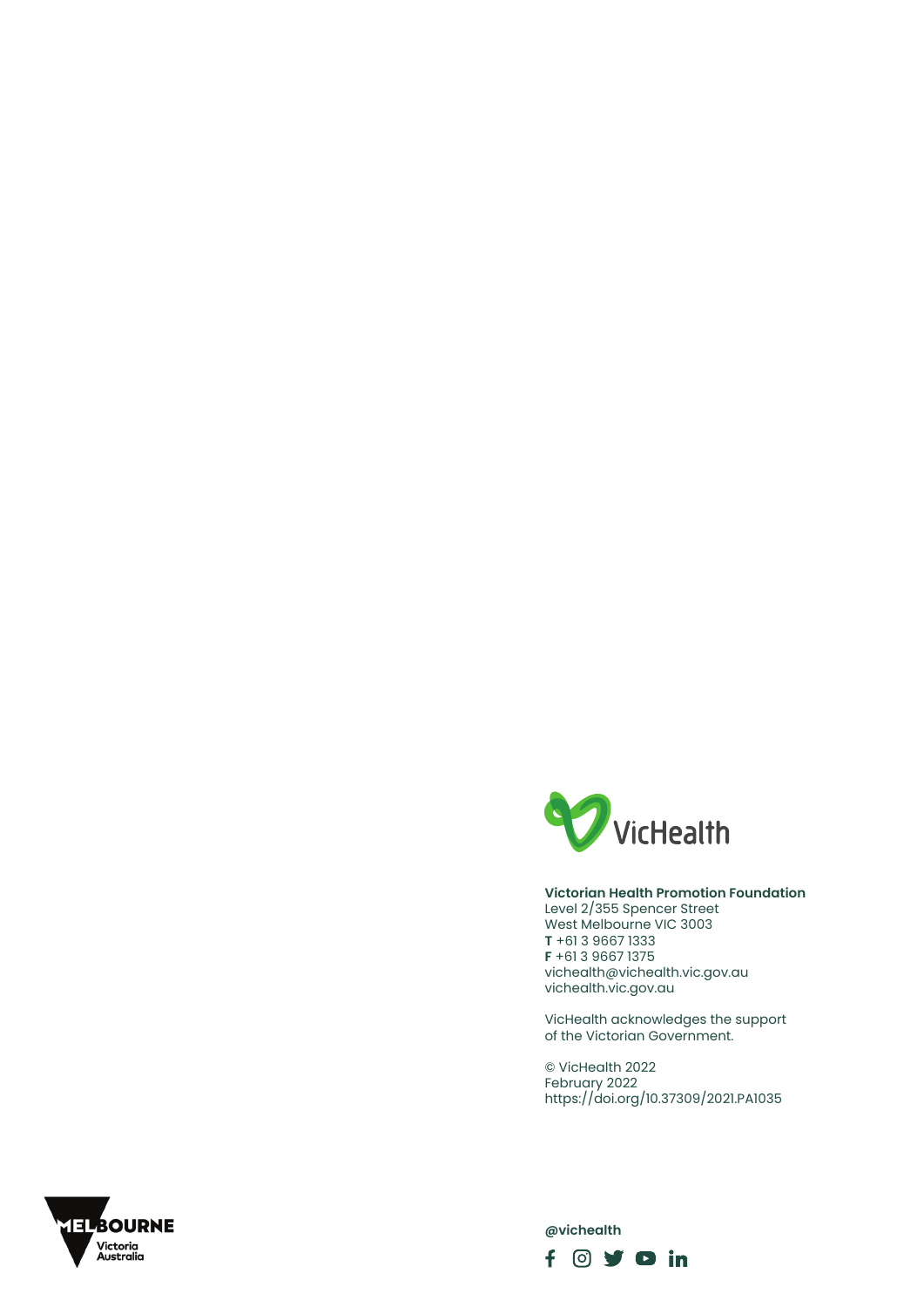VicHealth

**Victorian Health Promotion Foundation**
Level 2/355 Spencer Street
West Melbourne VIC 3003
**T** +61 3 9667 1333
**F** +61 3 9667 1375
vichealth@vichealth.vic.gov.au
vichealth.vic.gov.au

VicHealth acknowledges the support
of the Victorian Government.

© VicHealth 2022
February 2022
https://doi.org/10.37309/2021.PA1035

MELBOURNE
Victoria
Australia

**@vichealth**